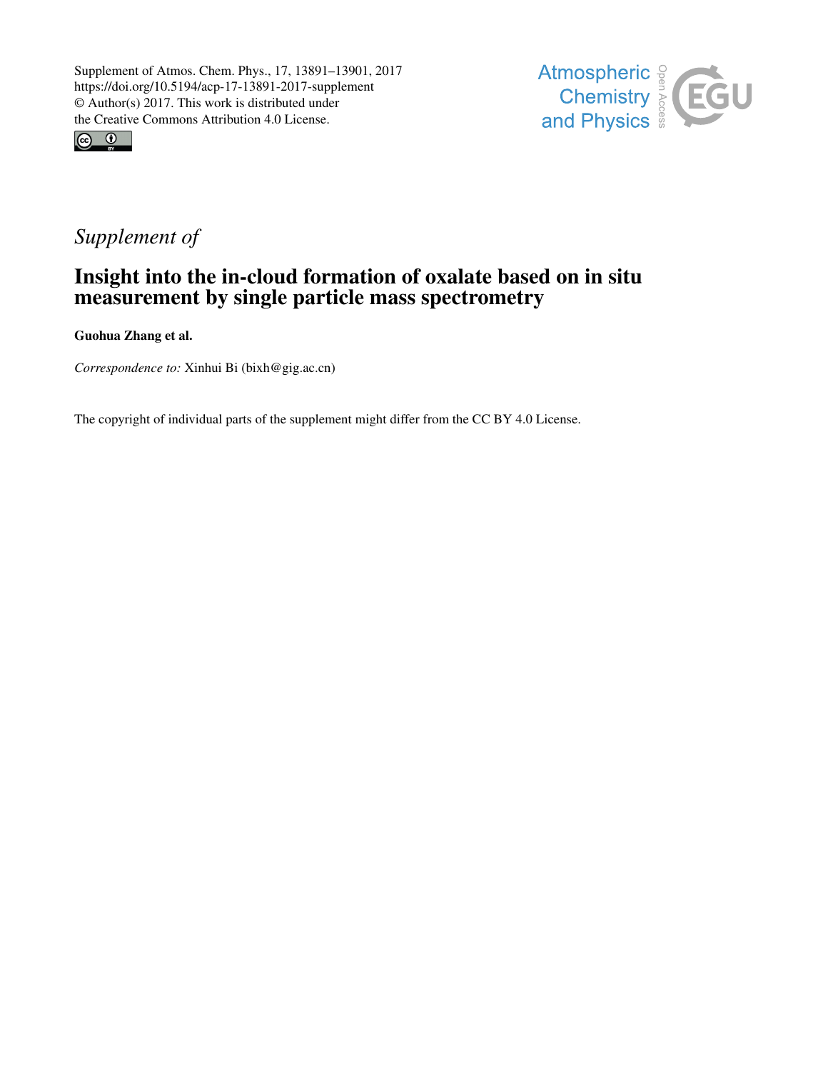Supplement of Atmos. Chem. Phys., 17, 13891–13901, 2017
https://doi.org/10.5194/acp-17-13891-2017-supplement
© Author(s) 2017. This work is distributed under
the Creative Commons Attribution 4.0 License.

*Supplement of*

# Insight into the in-cloud formation of oxalate based on in situ measurement by single particle mass spectrometry

**Guohua Zhang et al.**

*Correspondence to:* Xinhui Bi (bixh@gig.ac.cn)

The copyright of individual parts of the supplement might differ from the CC BY 4.0 License.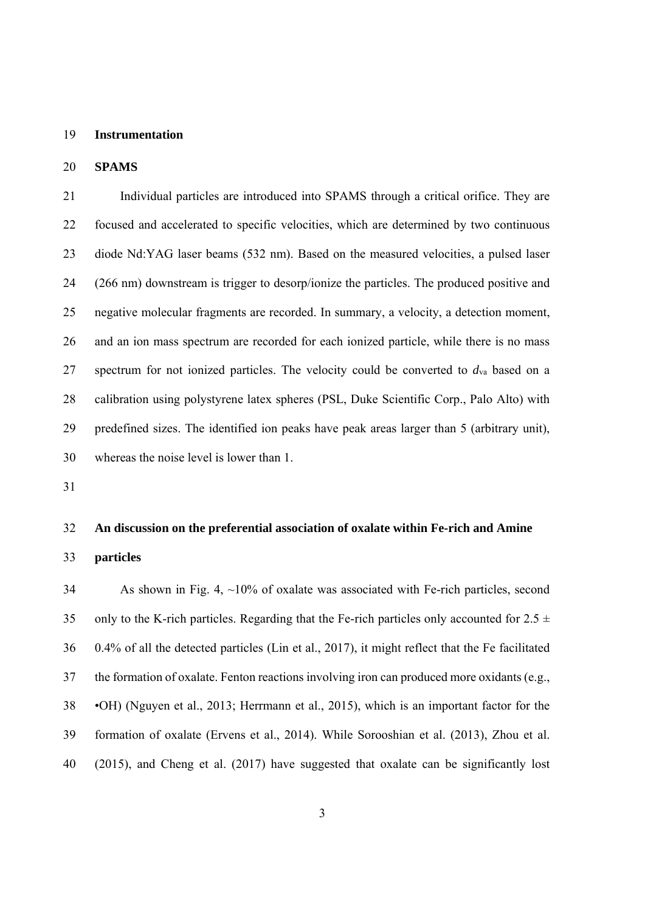## Instrumentation

### SPAMS

Individual particles are introduced into SPAMS through a critical orifice. They are focused and accelerated to specific velocities, which are determined by two continuous diode Nd:YAG laser beams (532 nm). Based on the measured velocities, a pulsed laser (266 nm) downstream is trigger to desorp/ionize the particles. The produced positive and negative molecular fragments are recorded. In summary, a velocity, a detection moment, and an ion mass spectrum are recorded for each ionized particle, while there is no mass spectrum for not ionized particles. The velocity could be converted to $d_{va}$ based on a calibration using polystyrene latex spheres (PSL, Duke Scientific Corp., Palo Alto) with predefined sizes. The identified ion peaks have peak areas larger than 5 (arbitrary unit), whereas the noise level is lower than 1.

## An discussion on the preferential association of oxalate within Fe-rich and Amine particles

As shown in Fig. 4, ~10% of oxalate was associated with Fe-rich particles, second only to the K-rich particles. Regarding that the Fe-rich particles only accounted for 2.5 ± 0.4% of all the detected particles (Lin et al., 2017), it might reflect that the Fe facilitated the formation of oxalate. Fenton reactions involving iron can produced more oxidants (e.g., •OH) (Nguyen et al., 2013; Herrmann et al., 2015), which is an important factor for the formation of oxalate (Ervens et al., 2014). While Sorooshian et al. (2013), Zhou et al. (2015), and Cheng et al. (2017) have suggested that oxalate can be significantly lost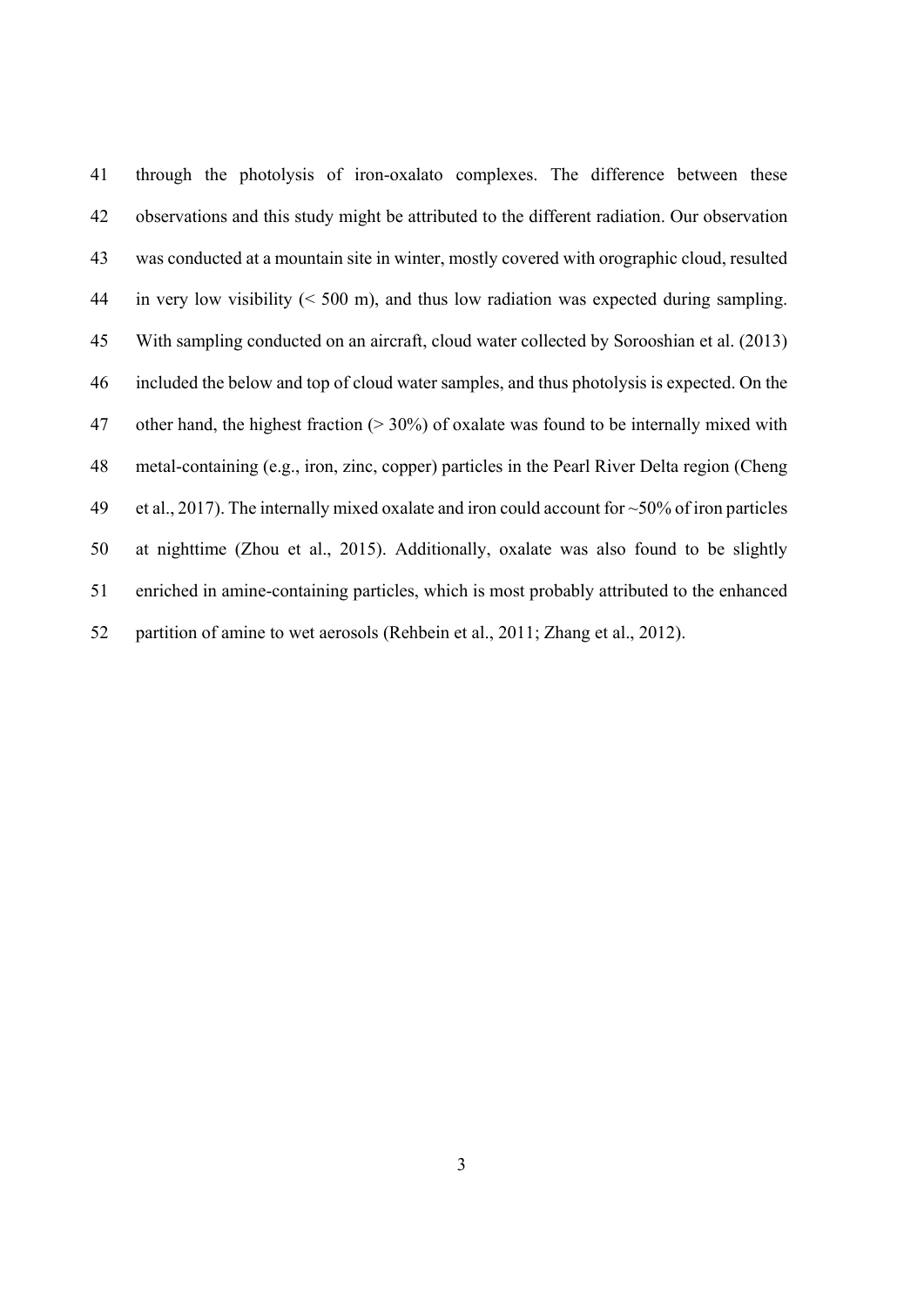through the photolysis of iron-oxalato complexes. The difference between these observations and this study might be attributed to the different radiation. Our observation was conducted at a mountain site in winter, mostly covered with orographic cloud, resulted in very low visibility (< 500 m), and thus low radiation was expected during sampling. With sampling conducted on an aircraft, cloud water collected by Sorooshian et al. (2013) included the below and top of cloud water samples, and thus photolysis is expected. On the other hand, the highest fraction (> 30%) of oxalate was found to be internally mixed with metal-containing (e.g., iron, zinc, copper) particles in the Pearl River Delta region (Cheng et al., 2017). The internally mixed oxalate and iron could account for ~50% of iron particles at nighttime (Zhou et al., 2015). Additionally, oxalate was also found to be slightly enriched in amine-containing particles, which is most probably attributed to the enhanced partition of amine to wet aerosols (Rehbein et al., 2011; Zhang et al., 2012).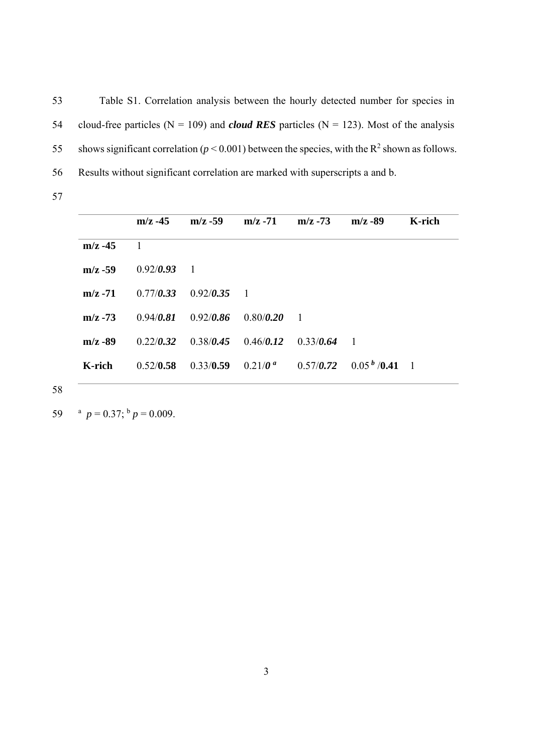Table S1. Correlation analysis between the hourly detected number for species in cloud-free particles (N = 109) and ***cloud RES*** particles (N = 123). Most of the analysis shows significant correlation ($p < 0.001$) between the species, with the $R^2$ shown as follows. Results without significant correlation are marked with superscripts a and b.

| | **m/z -45** | **m/z -59** | **m/z -71** | **m/z -73** | **m/z -89** | **K-rich** |
|---|---|---|---|---|---|---|
| **m/z -45** | 1 | | | | | |
| **m/z -59** | 0.92/***0.93*** | 1 | | | | |
| **m/z -71** | 0.77/***0.33*** | 0.92/***0.35*** | 1 | | | |
| **m/z -73** | 0.94/***0.81*** | 0.92/***0.86*** | 0.80/***0.20*** | 1 | | |
| **m/z -89** | 0.22/***0.32*** | 0.38/***0.45*** | 0.46/***0.12*** | 0.33/***0.64*** | 1 | |
| **K-rich** | 0.52/**0.58** | 0.33/**0.59** | 0.21/***0*** [a] | 0.57/***0.72*** | 0.05 [b] /**0.41** | 1 |

[a] $p = 0.37$; [b] $p = 0.009$.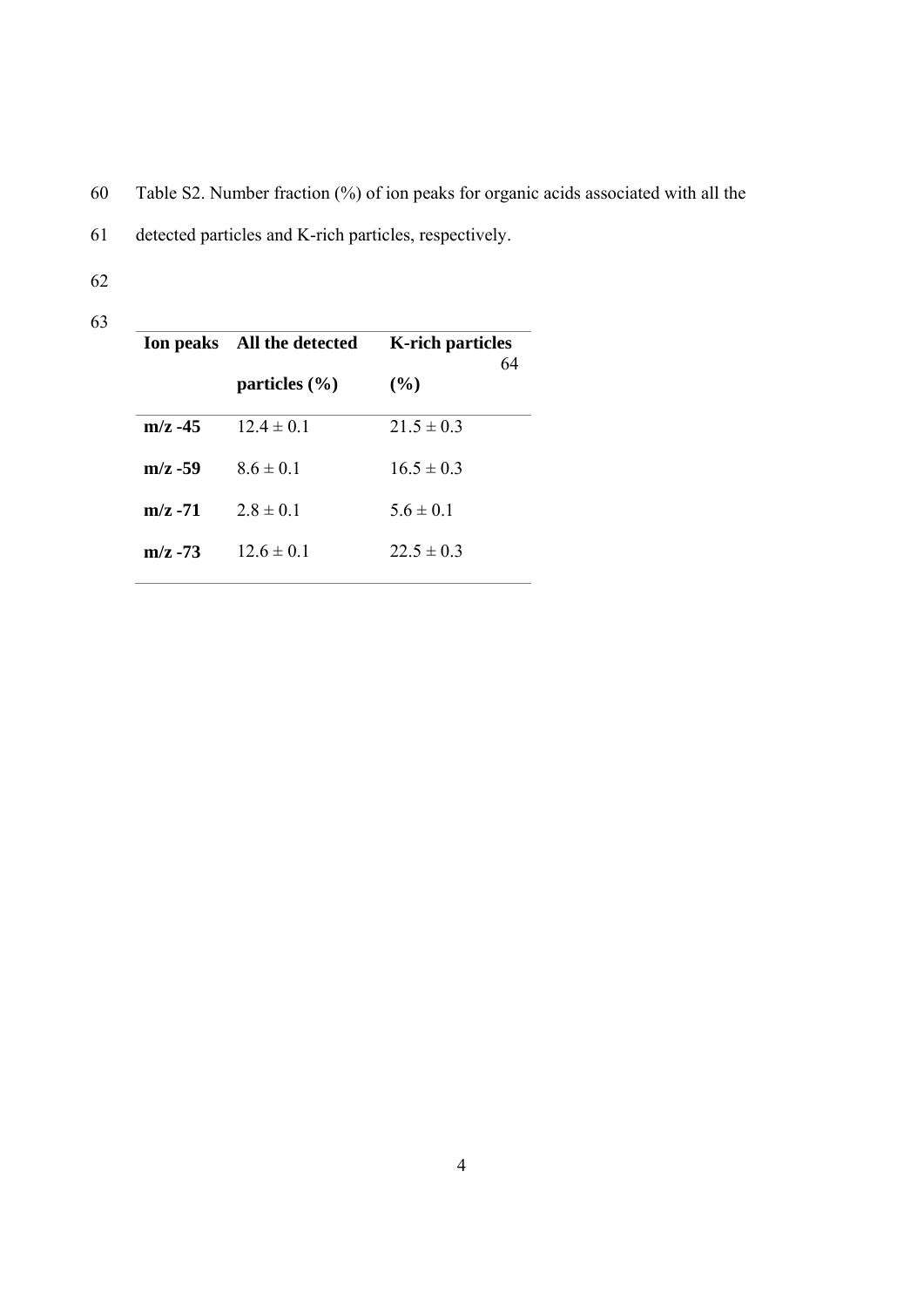Table S2. Number fraction (%) of ion peaks for organic acids associated with all the detected particles and K-rich particles, respectively.

| **Ion peaks** | **All the detected particles (%)** | **K-rich particles (%)** |
|---|---|---|
| **m/z -45** | 12.4 ± 0.1 | 21.5 ± 0.3 |
| **m/z -59** | 8.6 ± 0.1 | 16.5 ± 0.3 |
| **m/z -71** | 2.8 ± 0.1 | 5.6 ± 0.1 |
| **m/z -73** | 12.6 ± 0.1 | 22.5 ± 0.3 |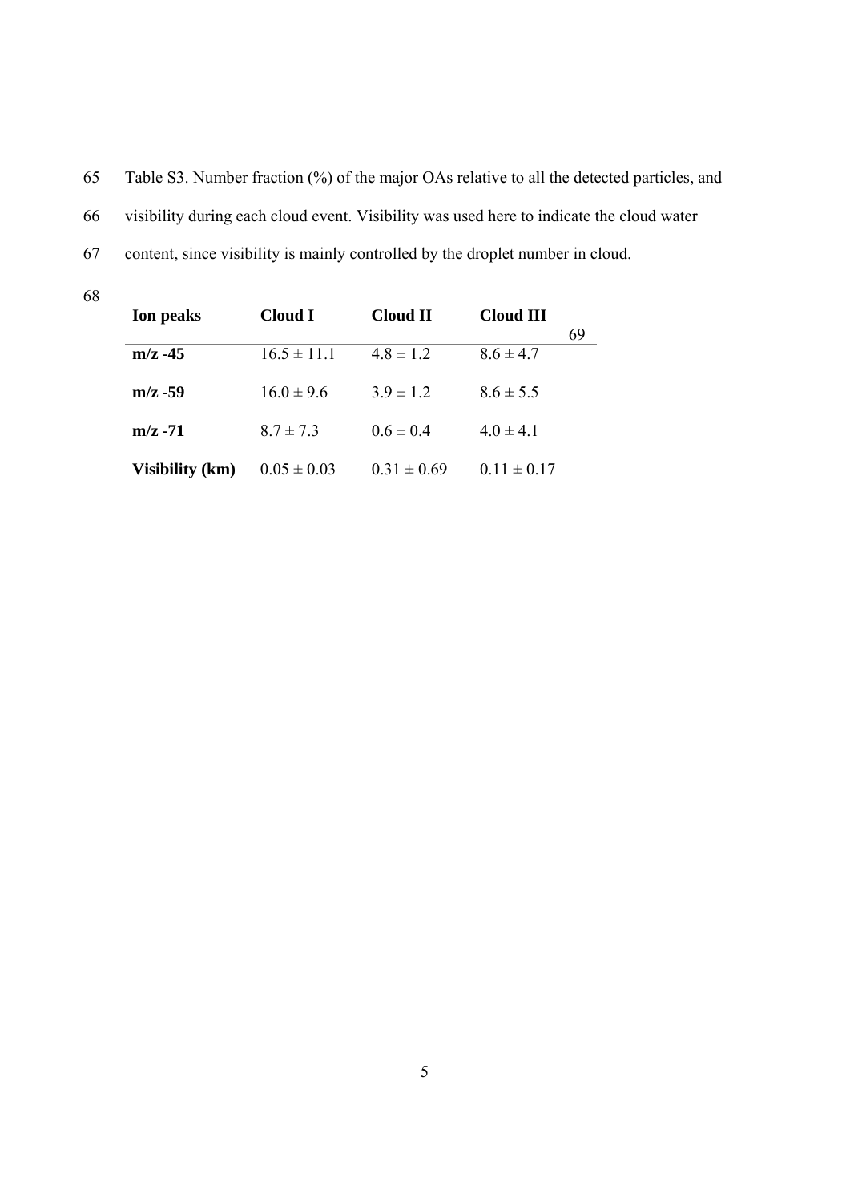Table S3. Number fraction (%) of the major OAs relative to all the detected particles, and visibility during each cloud event. Visibility was used here to indicate the cloud water content, since visibility is mainly controlled by the droplet number in cloud.

| Ion peaks | Cloud I | Cloud II | Cloud III |
|---|---|---|---|
| **m/z -45** | 16.5 ± 11.1 | 4.8 ± 1.2 | 8.6 ± 4.7 |
| **m/z -59** | 16.0 ± 9.6 | 3.9 ± 1.2 | 8.6 ± 5.5 |
| **m/z -71** | 8.7 ± 7.3 | 0.6 ± 0.4 | 4.0 ± 4.1 |
| **Visibility (km)** | 0.05 ± 0.03 | 0.31 ± 0.69 | 0.11 ± 0.17 |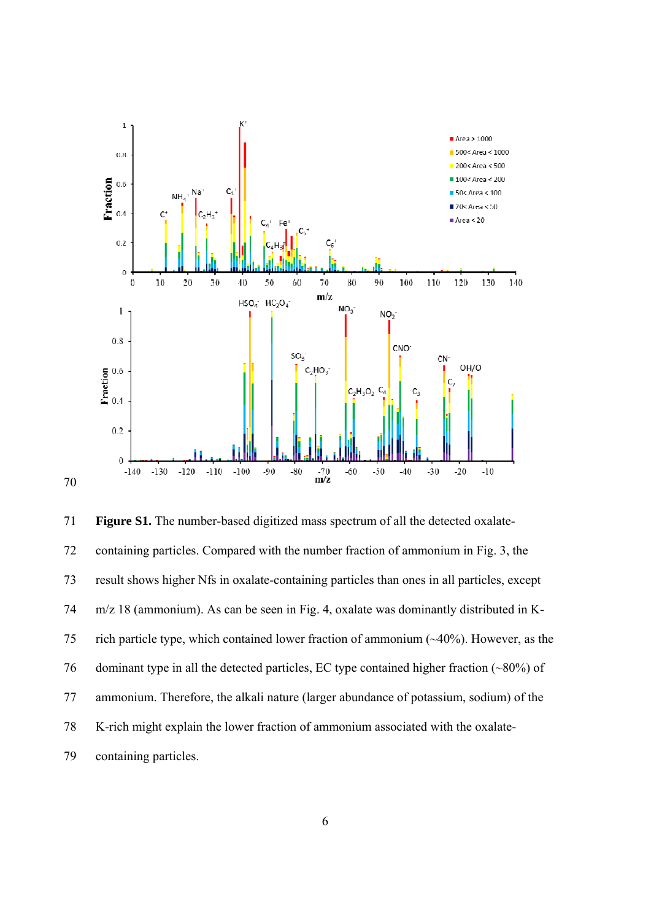**Figure S1.** The number-based digitized mass spectrum of all the detected oxalate-containing particles. Compared with the number fraction of ammonium in Fig. 3, the result shows higher Nfs in oxalate-containing particles than ones in all particles, except m/z 18 (ammonium). As can be seen in Fig. 4, oxalate was dominantly distributed in K-rich particle type, which contained lower fraction of ammonium (~40%). However, as the dominant type in all the detected particles, EC type contained higher fraction (~80%) of ammonium. Therefore, the alkali nature (larger abundance of potassium, sodium) of the K-rich might explain the lower fraction of ammonium associated with the oxalate-containing particles.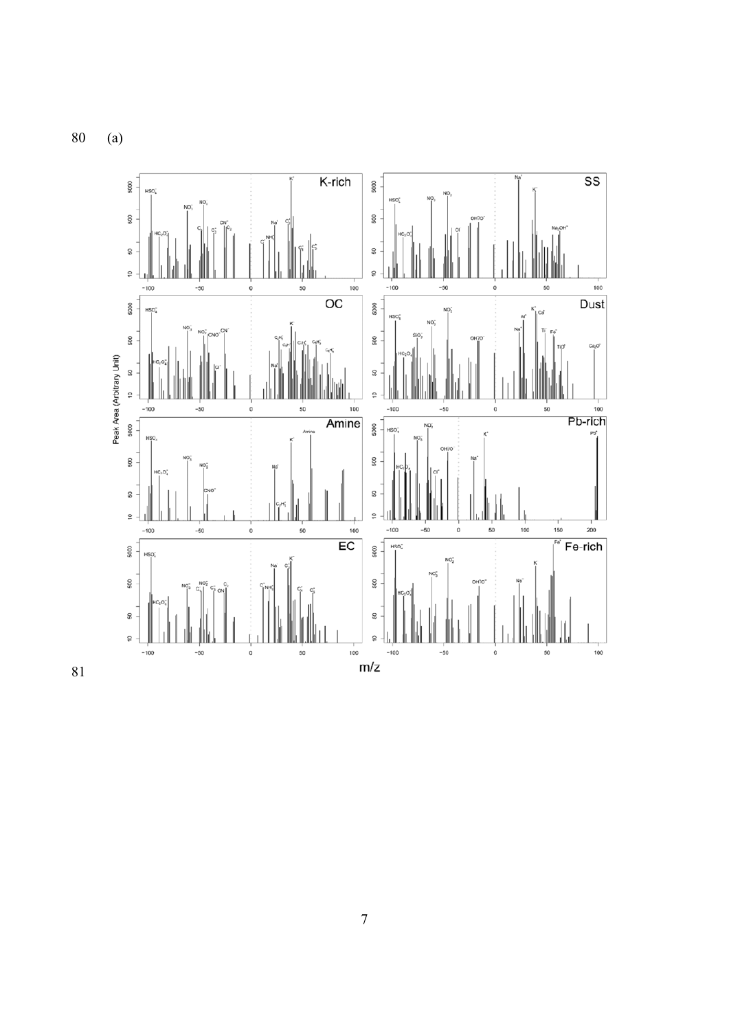(a)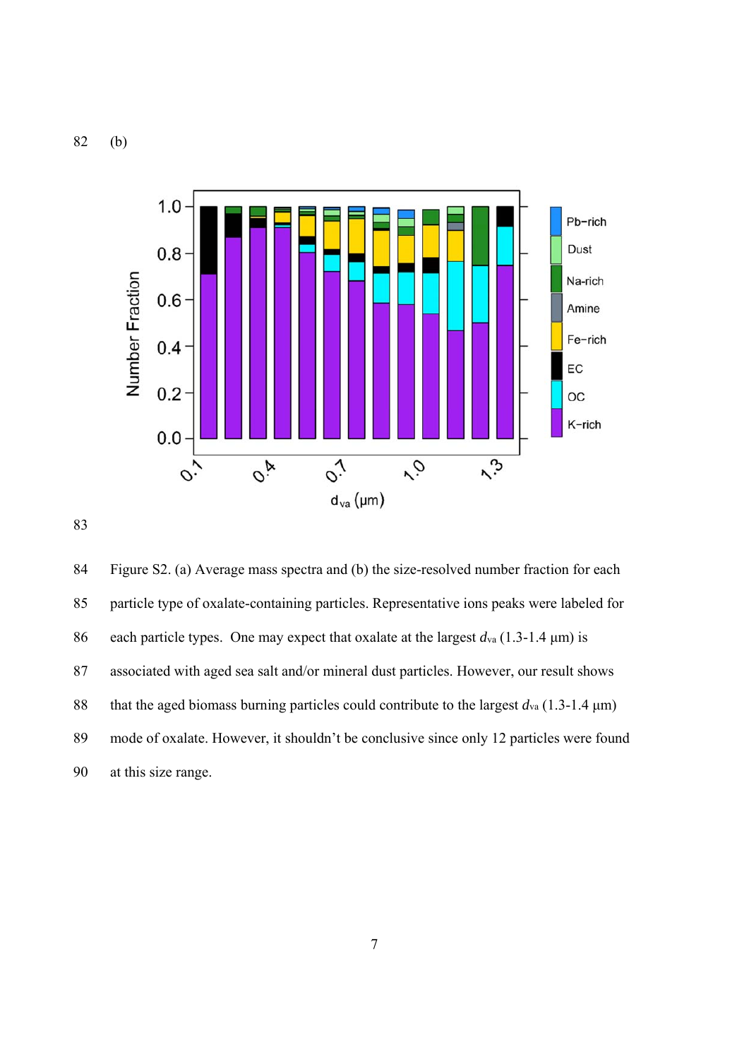(b)

Figure S2. (a) Average mass spectra and (b) the size-resolved number fraction for each particle type of oxalate-containing particles. Representative ions peaks were labeled for each particle types. One may expect that oxalate at the largest $d_{va}$ (1.3-1.4 μm) is associated with aged sea salt and/or mineral dust particles. However, our result shows that the aged biomass burning particles could contribute to the largest $d_{va}$ (1.3-1.4 μm) mode of oxalate. However, it shouldn't be conclusive since only 12 particles were found at this size range.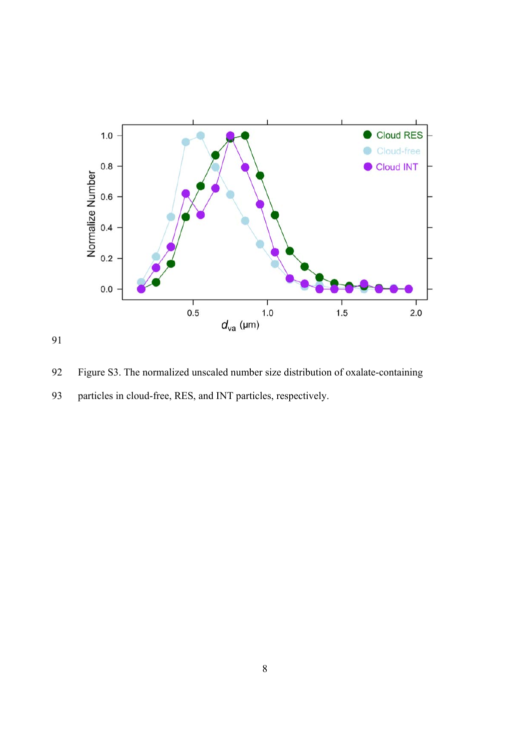Figure S3. The normalized unscaled number size distribution of oxalate-containing particles in cloud-free, RES, and INT particles, respectively.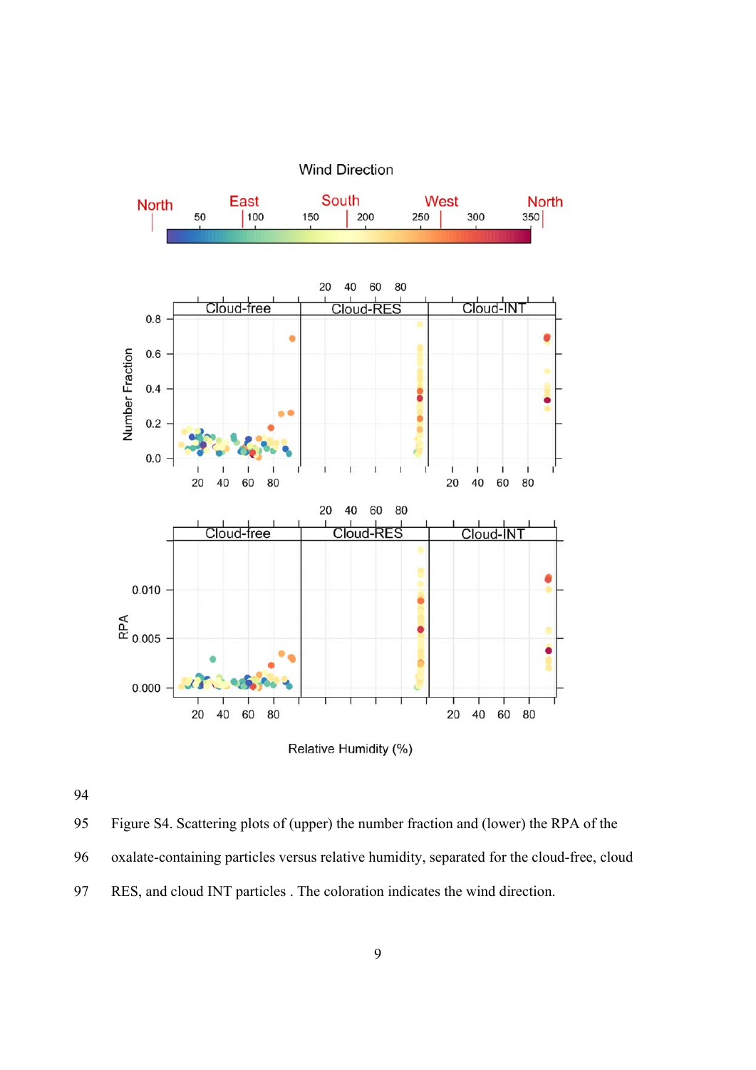Figure S4. Scattering plots of (upper) the number fraction and (lower) the RPA of the oxalate-containing particles versus relative humidity, separated for the cloud-free, cloud RES, and cloud INT particles . The coloration indicates the wind direction.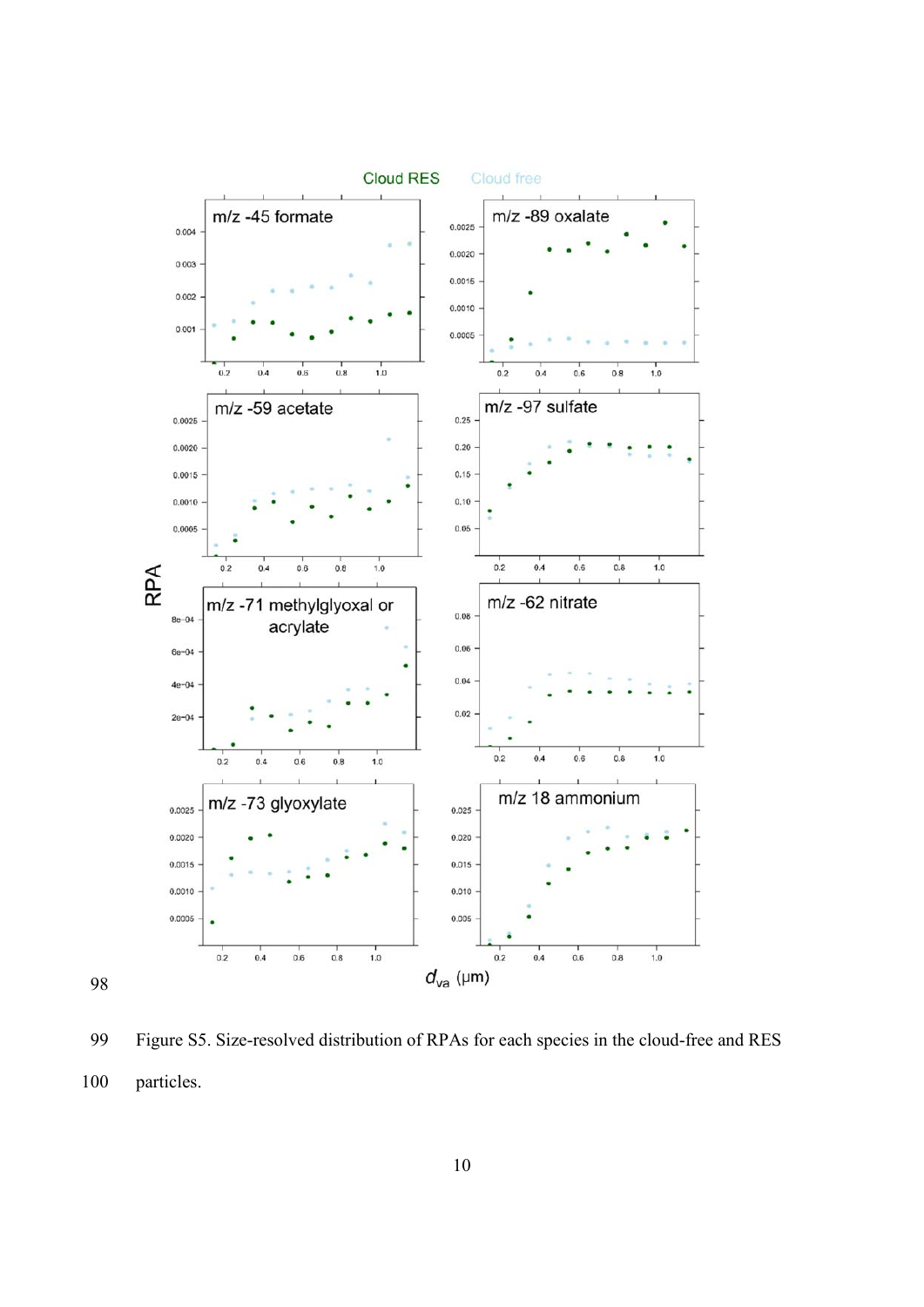Figure S5. Size-resolved distribution of RPAs for each species in the cloud-free and RES particles.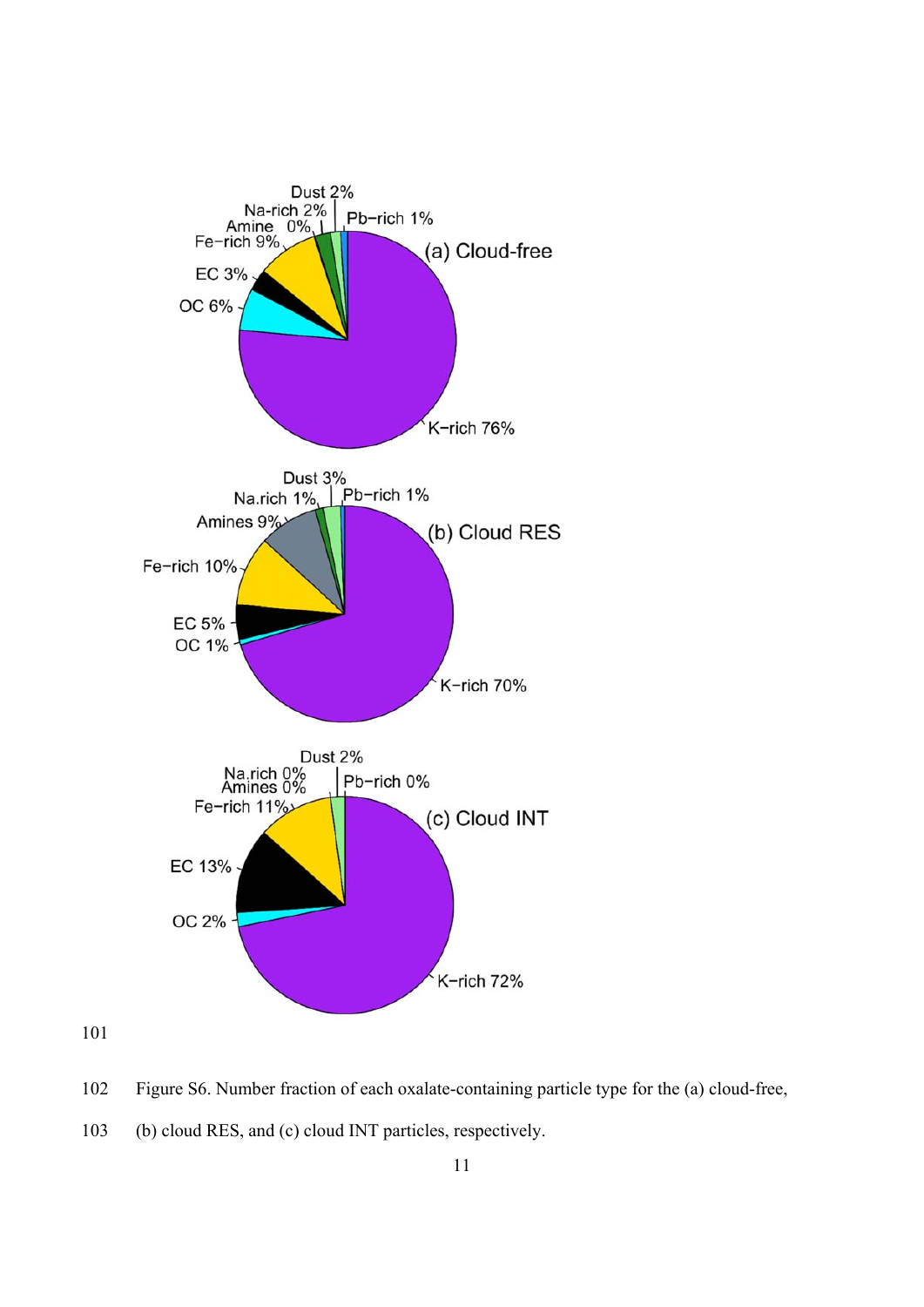Figure S6. Number fraction of each oxalate-containing particle type for the (a) cloud-free, (b) cloud RES, and (c) cloud INT particles, respectively.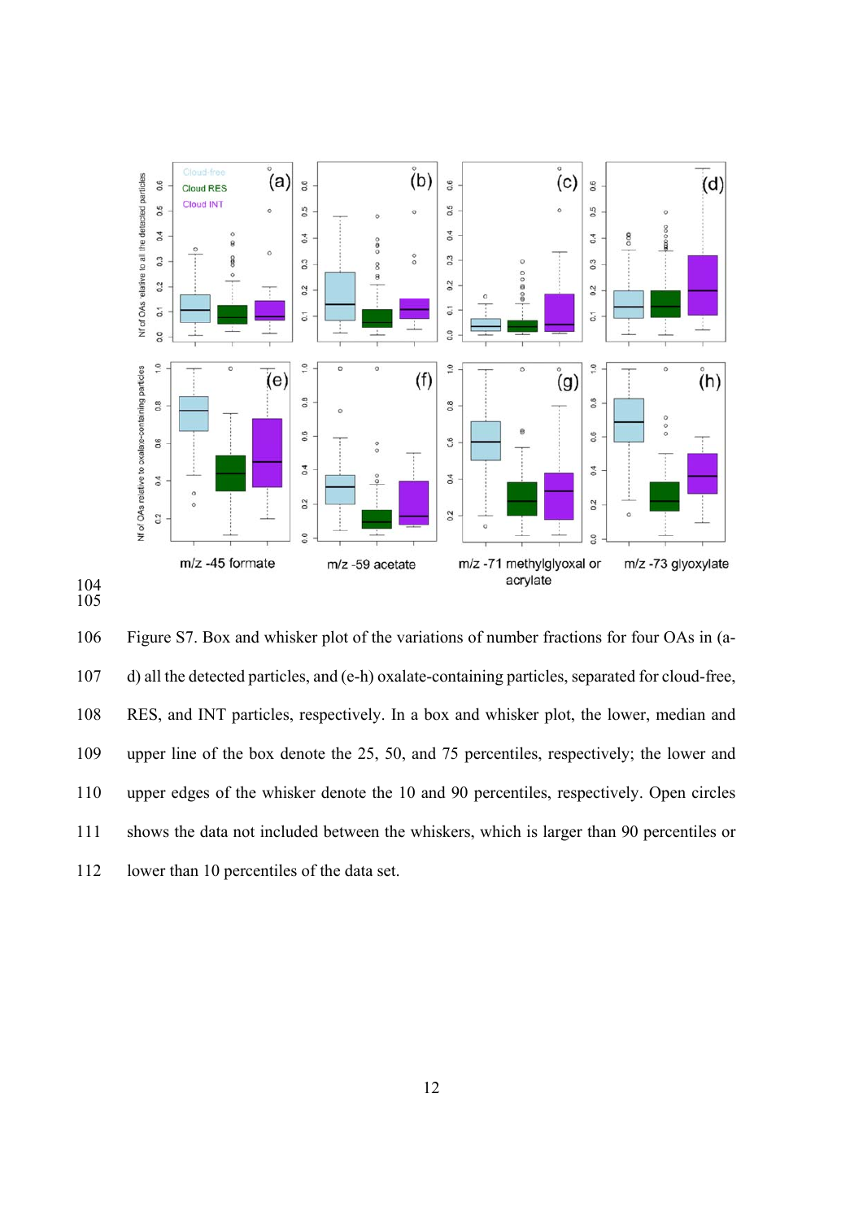Figure S7. Box and whisker plot of the variations of number fractions for four OAs in (a-d) all the detected particles, and (e-h) oxalate-containing particles, separated for cloud-free, RES, and INT particles, respectively. In a box and whisker plot, the lower, median and upper line of the box denote the 25, 50, and 75 percentiles, respectively; the lower and upper edges of the whisker denote the 10 and 90 percentiles, respectively. Open circles shows the data not included between the whiskers, which is larger than 90 percentiles or lower than 10 percentiles of the data set.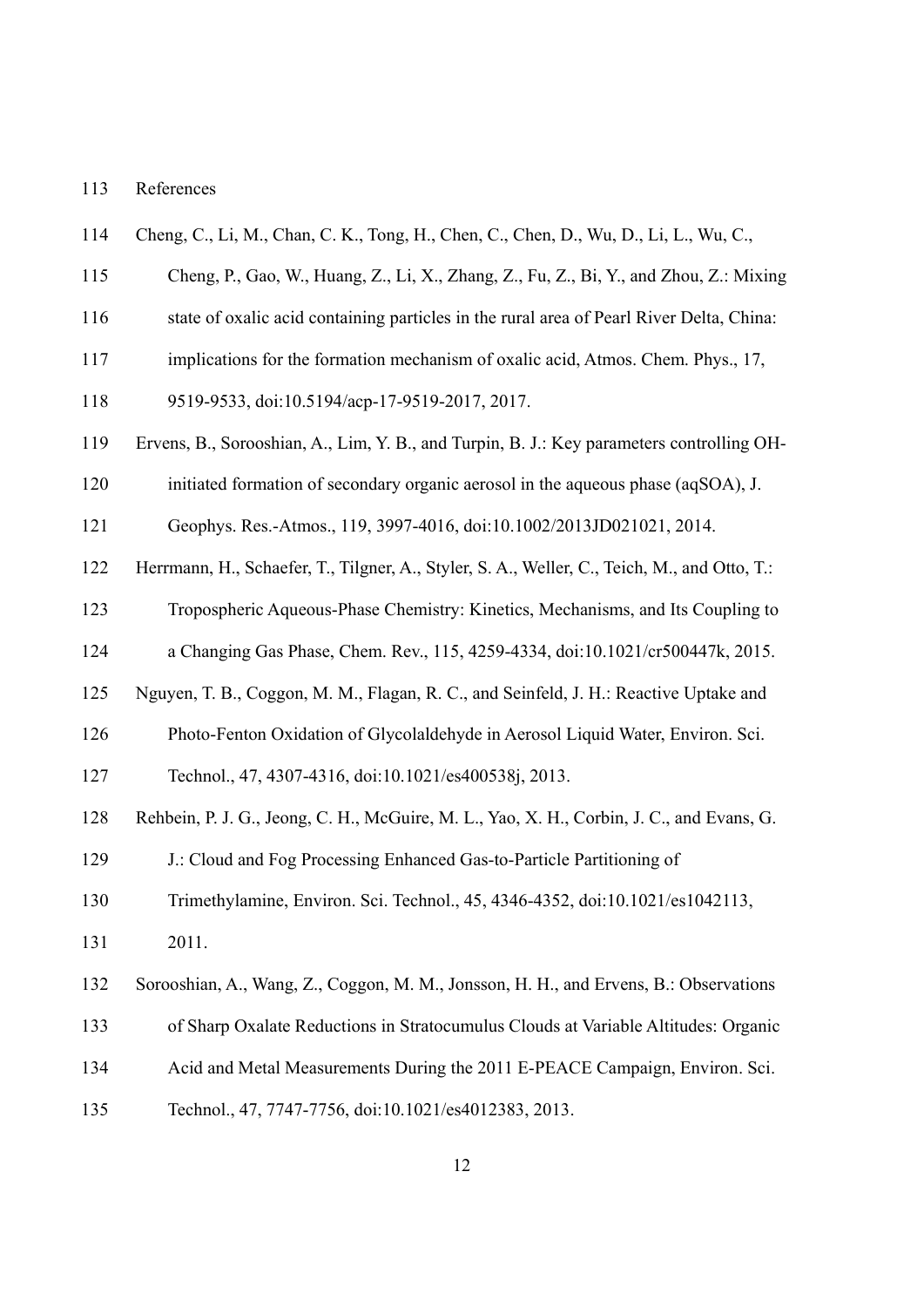# References

Cheng, C., Li, M., Chan, C. K., Tong, H., Chen, C., Chen, D., Wu, D., Li, L., Wu, C., Cheng, P., Gao, W., Huang, Z., Li, X., Zhang, Z., Fu, Z., Bi, Y., and Zhou, Z.: Mixing state of oxalic acid containing particles in the rural area of Pearl River Delta, China: implications for the formation mechanism of oxalic acid, Atmos. Chem. Phys., 17, 9519-9533, doi:10.5194/acp-17-9519-2017, 2017.

Ervens, B., Sorooshian, A., Lim, Y. B., and Turpin, B. J.: Key parameters controlling OH-initiated formation of secondary organic aerosol in the aqueous phase (aqSOA), J. Geophys. Res.-Atmos., 119, 3997-4016, doi:10.1002/2013JD021021, 2014.

Herrmann, H., Schaefer, T., Tilgner, A., Styler, S. A., Weller, C., Teich, M., and Otto, T.: Tropospheric Aqueous-Phase Chemistry: Kinetics, Mechanisms, and Its Coupling to a Changing Gas Phase, Chem. Rev., 115, 4259-4334, doi:10.1021/cr500447k, 2015.

Nguyen, T. B., Coggon, M. M., Flagan, R. C., and Seinfeld, J. H.: Reactive Uptake and Photo-Fenton Oxidation of Glycolaldehyde in Aerosol Liquid Water, Environ. Sci. Technol., 47, 4307-4316, doi:10.1021/es400538j, 2013.

Rehbein, P. J. G., Jeong, C. H., McGuire, M. L., Yao, X. H., Corbin, J. C., and Evans, G. J.: Cloud and Fog Processing Enhanced Gas-to-Particle Partitioning of Trimethylamine, Environ. Sci. Technol., 45, 4346-4352, doi:10.1021/es1042113, 2011.

Sorooshian, A., Wang, Z., Coggon, M. M., Jonsson, H. H., and Ervens, B.: Observations of Sharp Oxalate Reductions in Stratocumulus Clouds at Variable Altitudes: Organic Acid and Metal Measurements During the 2011 E-PEACE Campaign, Environ. Sci. Technol., 47, 7747-7756, doi:10.1021/es4012383, 2013.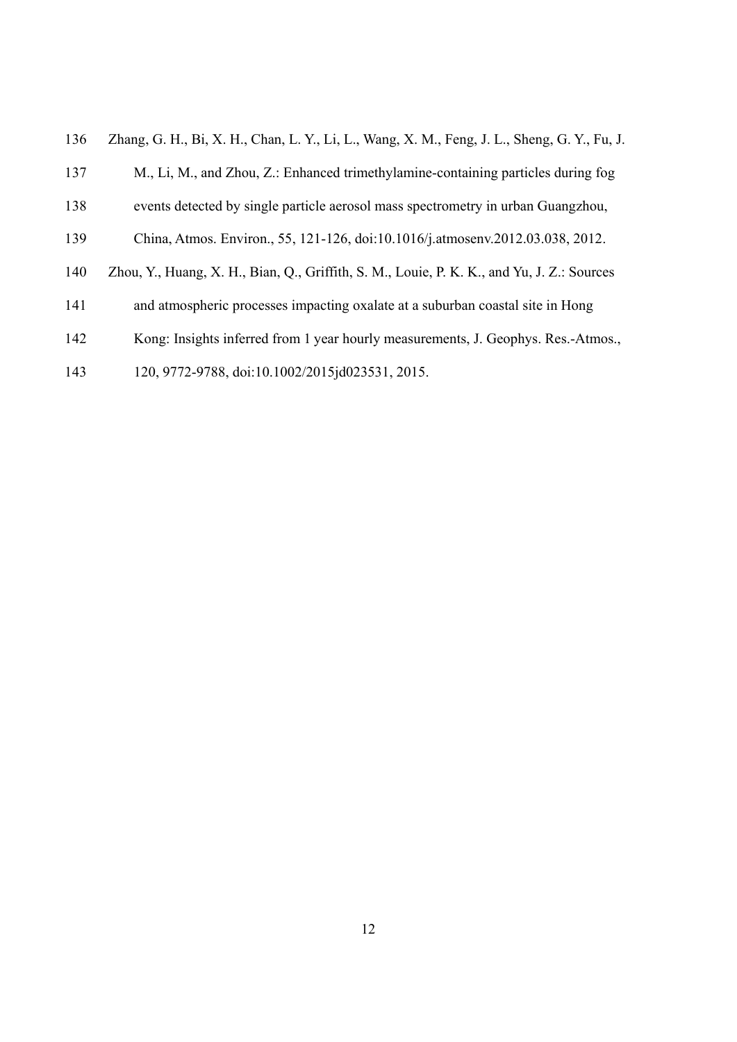Zhang, G. H., Bi, X. H., Chan, L. Y., Li, L., Wang, X. M., Feng, J. L., Sheng, G. Y., Fu, J. M., Li, M., and Zhou, Z.: Enhanced trimethylamine-containing particles during fog events detected by single particle aerosol mass spectrometry in urban Guangzhou, China, Atmos. Environ., 55, 121-126, doi:10.1016/j.atmosenv.2012.03.038, 2012.

Zhou, Y., Huang, X. H., Bian, Q., Griffith, S. M., Louie, P. K. K., and Yu, J. Z.: Sources and atmospheric processes impacting oxalate at a suburban coastal site in Hong Kong: Insights inferred from 1 year hourly measurements, J. Geophys. Res.-Atmos., 120, 9772-9788, doi:10.1002/2015jd023531, 2015.